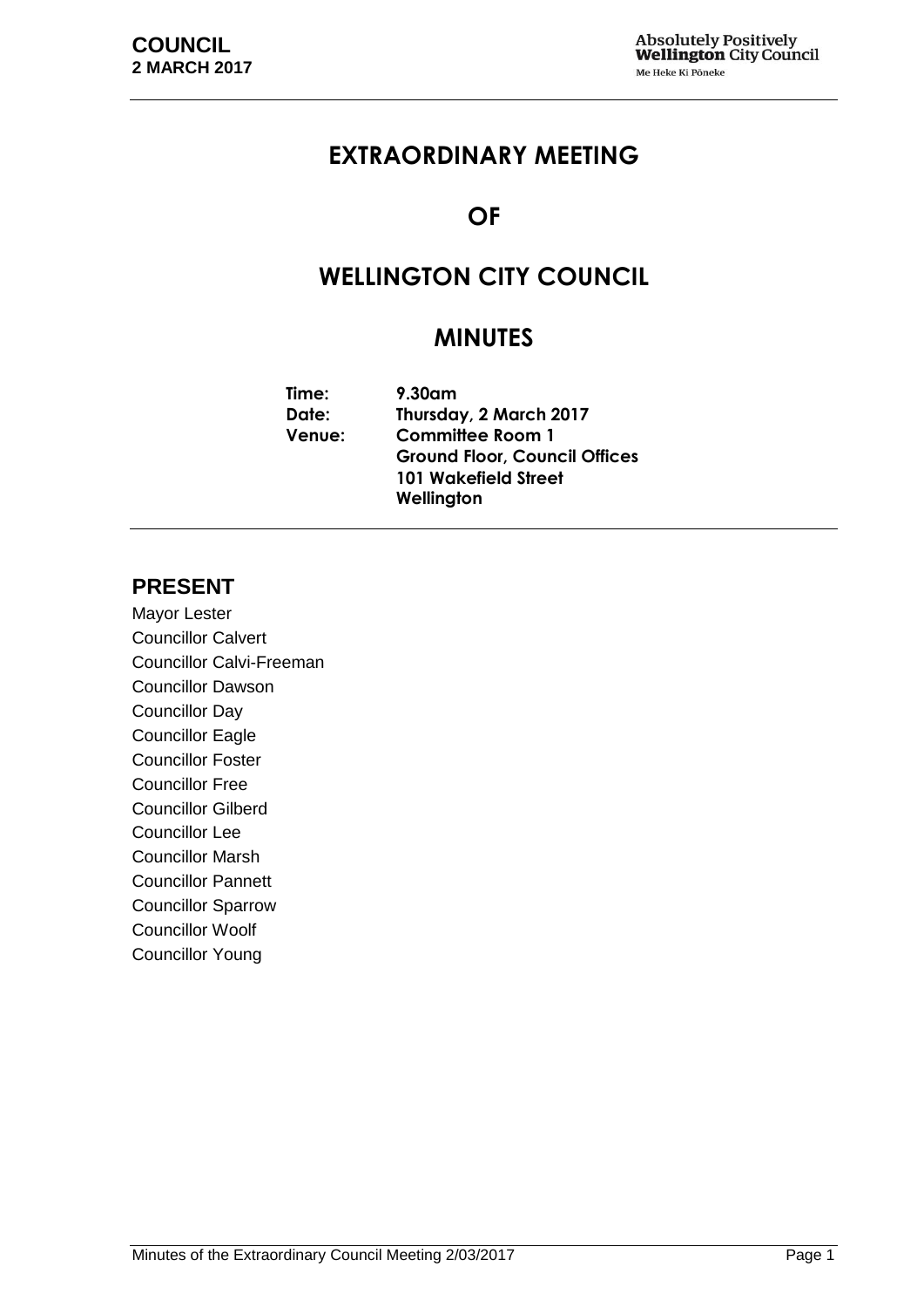# EXTRAORDINARY MEETING

# OF

# WELLINGTON CITY COUNCIL

# MINUTES

**Time:** 9.30am
**Date:** Thursday, 2 March 2017
**Venue:** Committee Room 1
Ground Floor, Council Offices
101 Wakefield Street
Wellington

## PRESENT

Mayor Lester
Councillor Calvert
Councillor Calvi-Freeman
Councillor Dawson
Councillor Day
Councillor Eagle
Councillor Foster
Councillor Free
Councillor Gilberd
Councillor Lee
Councillor Marsh
Councillor Pannett
Councillor Sparrow
Councillor Woolf
Councillor Young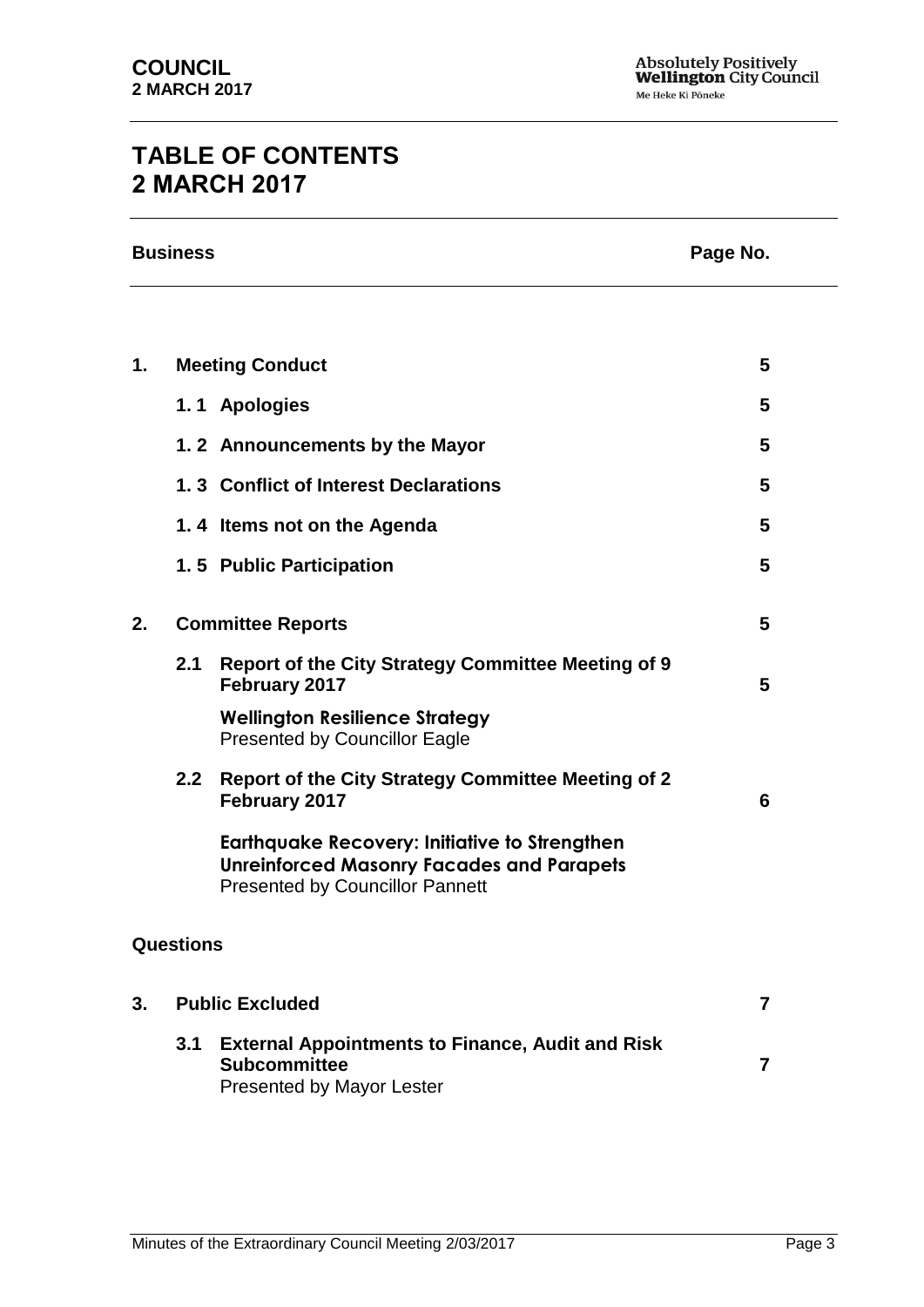# TABLE OF CONTENTS
# 2 MARCH 2017

| Business | | | Page No. |
|---|---|---|---|
| **1.** | **Meeting Conduct** | | **5** |
| | **1. 1** | **Apologies** | **5** |
| | **1. 2** | **Announcements by the Mayor** | **5** |
| | **1. 3** | **Conflict of Interest Declarations** | **5** |
| | **1. 4** | **Items not on the Agenda** | **5** |
| | **1. 5** | **Public Participation** | **5** |
| **2.** | **Committee Reports** | | **5** |
| | **2.1** | **Report of the City Strategy Committee Meeting of 9 February 2017** <br> **Wellington Resilience Strategy** <br> Presented by Councillor Eagle | **5** |
| | **2.2** | **Report of the City Strategy Committee Meeting of 2 February 2017** <br> **Earthquake Recovery: Initiative to Strengthen Unreinforced Masonry Facades and Parapets** <br> Presented by Councillor Pannett | **6** |

**Questions**

| | | | |
|---|---|---|---|
| **3.** | **Public Excluded** | | **7** |
| | **3.1** | **External Appointments to Finance, Audit and Risk Subcommittee** <br> Presented by Mayor Lester | **7** |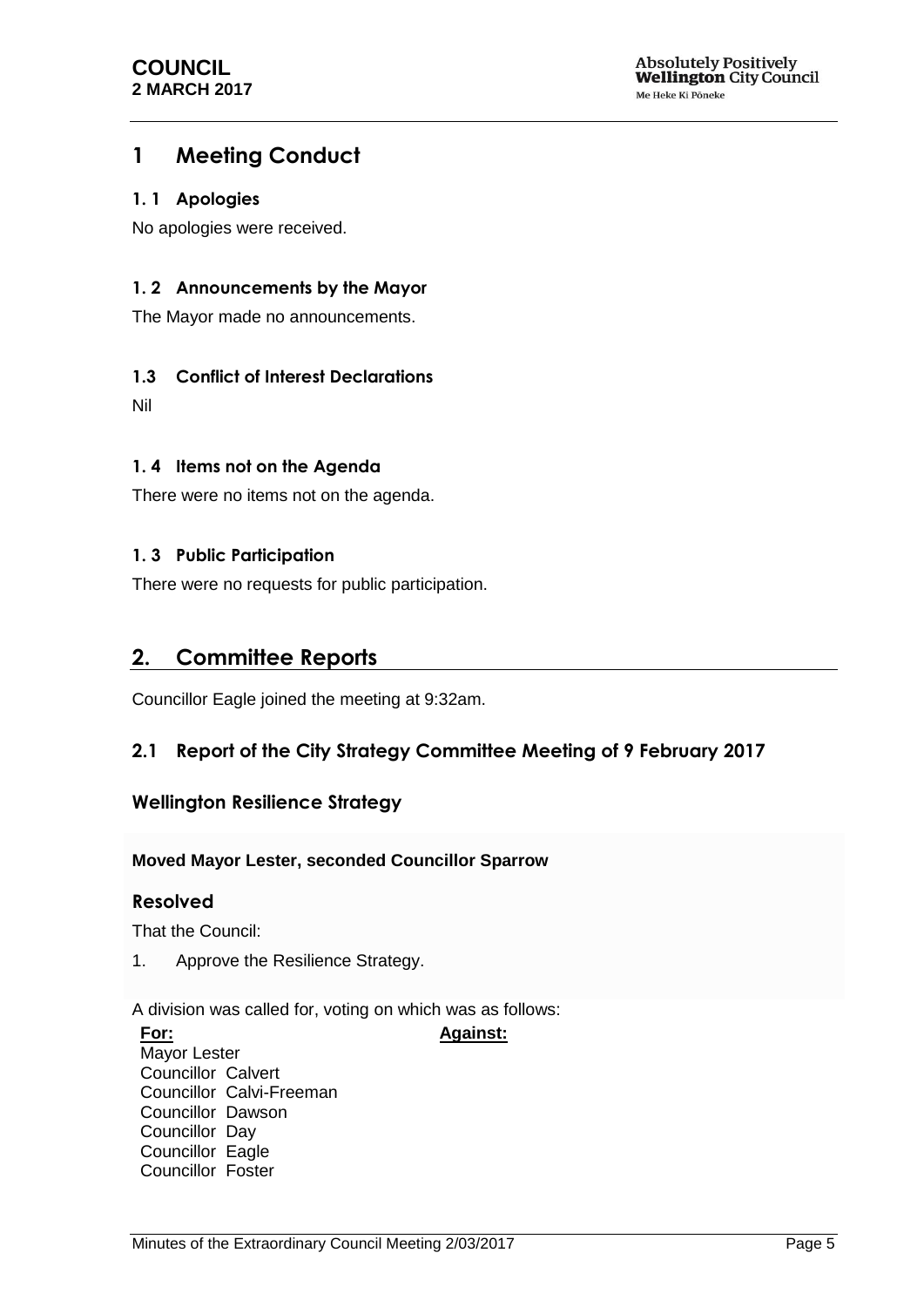# 1 Meeting Conduct

## 1. 1 Apologies

No apologies were received.

## 1. 2 Announcements by the Mayor

The Mayor made no announcements.

## 1.3 Conflict of Interest Declarations

Nil

## 1. 4 Items not on the Agenda

There were no items not on the agenda.

## 1. 3 Public Participation

There were no requests for public participation.

# 2. Committee Reports

Councillor Eagle joined the meeting at 9:32am.

## 2.1 Report of the City Strategy Committee Meeting of 9 February 2017

### Wellington Resilience Strategy

**Moved Mayor Lester, seconded Councillor Sparrow**

#### Resolved

That the Council:

1. Approve the Resilience Strategy.

A division was called for, voting on which was as follows:

| **For:** | **Against:** |
|---|---|
| Mayor Lester | |
| Councillor Calvert | |
| Councillor Calvi-Freeman | |
| Councillor Dawson | |
| Councillor Day | |
| Councillor Eagle | |
| Councillor Foster | |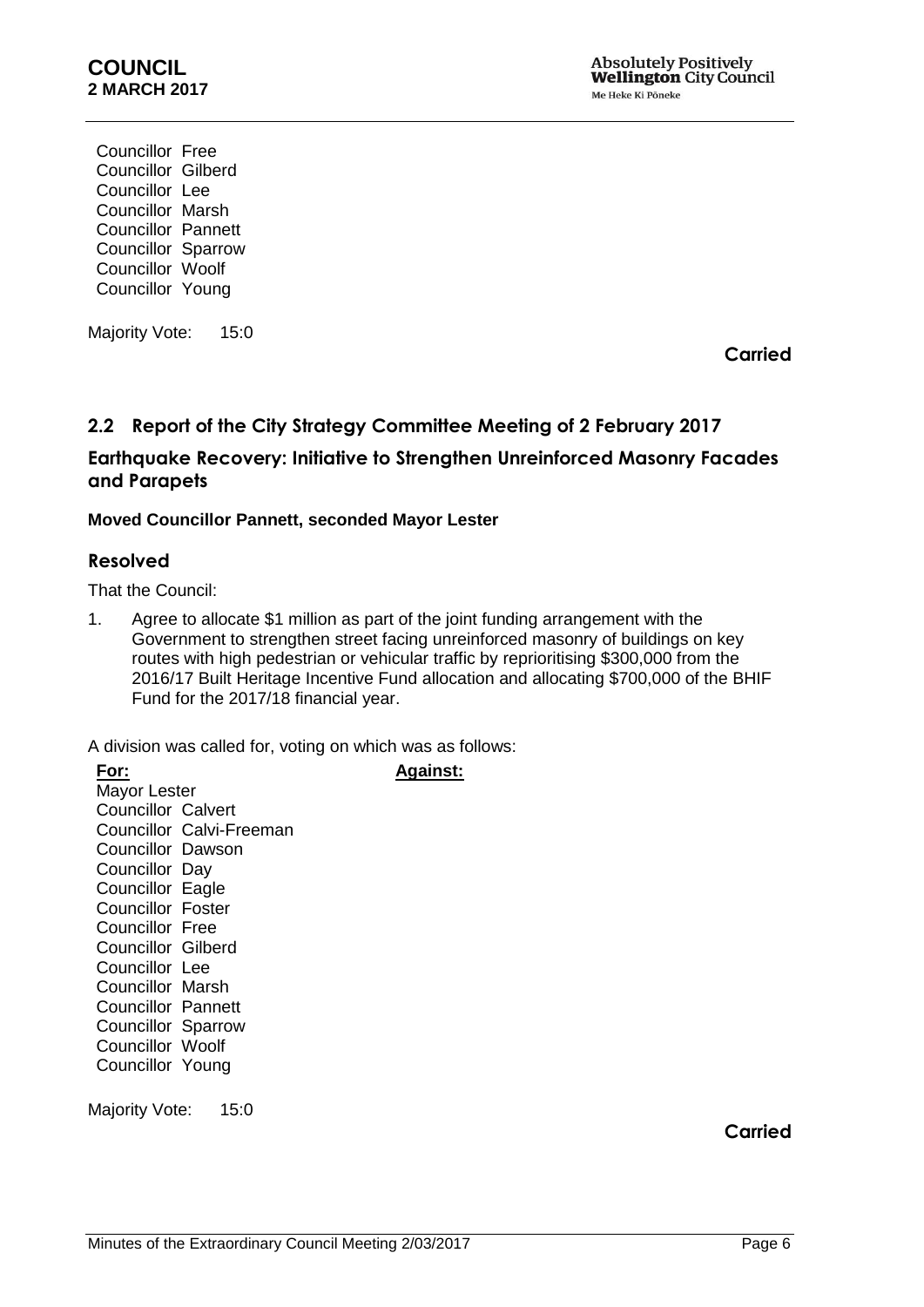Councillor Free
Councillor Gilberd
Councillor Lee
Councillor Marsh
Councillor Pannett
Councillor Sparrow
Councillor Woolf
Councillor Young

Majority Vote: 15:0

**Carried**

## 2.2 Report of the City Strategy Committee Meeting of 2 February 2017

### Earthquake Recovery: Initiative to Strengthen Unreinforced Masonry Facades and Parapets

**Moved Councillor Pannett, seconded Mayor Lester**

### Resolved

That the Council:

1. Agree to allocate $1 million as part of the joint funding arrangement with the Government to strengthen street facing unreinforced masonry of buildings on key routes with high pedestrian or vehicular traffic by reprioritising $300,000 from the 2016/17 Built Heritage Incentive Fund allocation and allocating $700,000 of the BHIF Fund for the 2017/18 financial year.

A division was called for, voting on which was as follows:

| **For:** | **Against:** |
|---|---|
| Mayor Lester | |
| Councillor Calvert | |
| Councillor Calvi-Freeman | |
| Councillor Dawson | |
| Councillor Day | |
| Councillor Eagle | |
| Councillor Foster | |
| Councillor Free | |
| Councillor Gilberd | |
| Councillor Lee | |
| Councillor Marsh | |
| Councillor Pannett | |
| Councillor Sparrow | |
| Councillor Woolf | |
| Councillor Young | |

Majority Vote: 15:0

**Carried**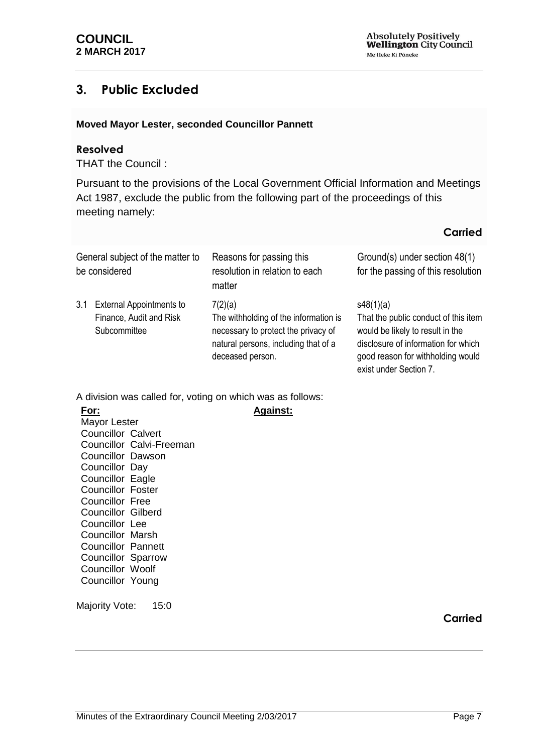## 3. Public Excluded

**Moved Mayor Lester, seconded Councillor Pannett**

### Resolved

THAT the Council :

Pursuant to the provisions of the Local Government Official Information and Meetings Act 1987, exclude the public from the following part of the proceedings of this meeting namely:

**Carried**

| General subject of the matter to be considered | Reasons for passing this resolution in relation to each matter | Ground(s) under section 48(1) for the passing of this resolution |
|---|---|---|
| 3.1 External Appointments to Finance, Audit and Risk Subcommittee | 7(2)(a)<br>The withholding of the information is necessary to protect the privacy of natural persons, including that of a deceased person. | s48(1)(a)<br>That the public conduct of this item would be likely to result in the disclosure of information for which good reason for withholding would exist under Section 7. |

A division was called for, voting on which was as follows:

| **For:** | **Against:** |
|---|---|
| Mayor Lester | |
| Councillor Calvert | |
| Councillor Calvi-Freeman | |
| Councillor Dawson | |
| Councillor Day | |
| Councillor Eagle | |
| Councillor Foster | |
| Councillor Free | |
| Councillor Gilberd | |
| Councillor Lee | |
| Councillor Marsh | |
| Councillor Pannett | |
| Councillor Sparrow | |
| Councillor Woolf | |
| Councillor Young | |

Majority Vote: 15:0

**Carried**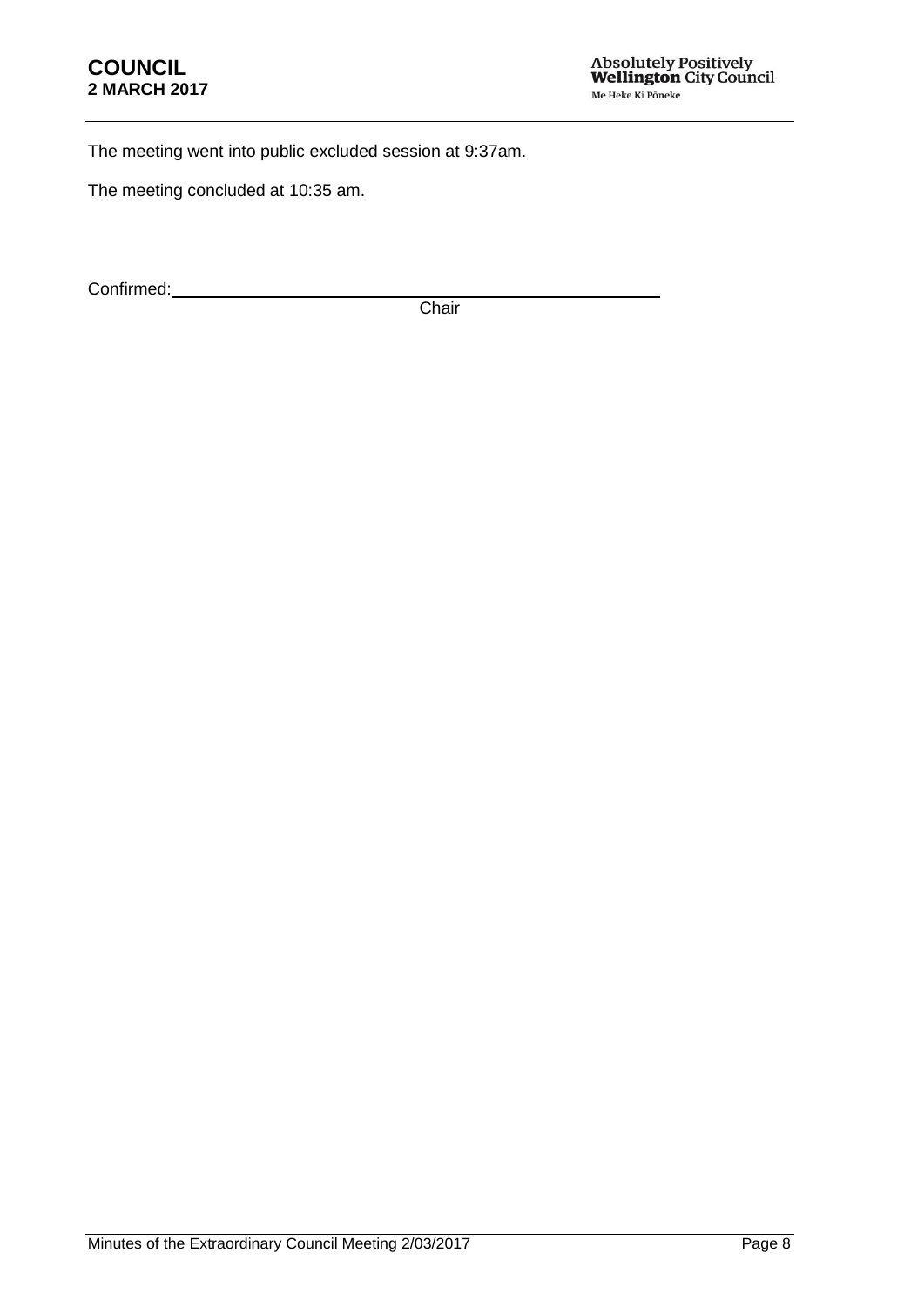The meeting went into public excluded session at 9:37am.

The meeting concluded at 10:35 am.

Confirmed: ______________________________________________

Chair